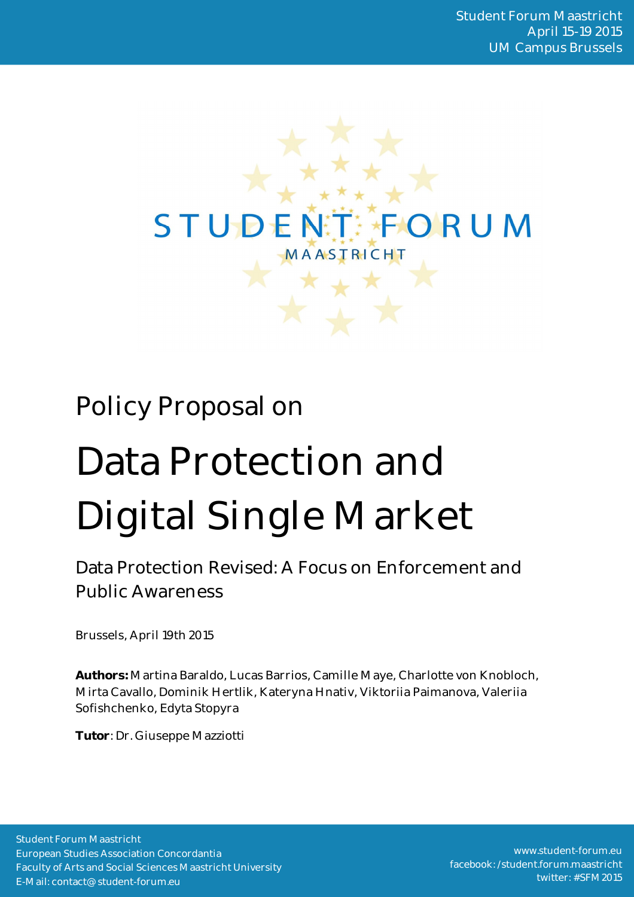Student Forum Maastricht
April 15-19 2015
UM Campus Brussels

STUDENT FORUM
MAASTRICHT

Policy Proposal on

# Data Protection and Digital Single Market

## Data Protection Revised: A Focus on Enforcement and Public Awareness

Brussels, April 19th 2015

**Authors:** Martina Baraldo, Lucas Barrios, Camille Maye, Charlotte von Knobloch, Mirta Cavallo, Dominik Hertlik, Kateryna Hnativ, Viktoriia Paimanova, Valeriia Sofishchenko, Edyta Stopyra

**Tutor**: Dr. Giuseppe Mazziotti

Student Forum Maastricht
European Studies Association Concordantia
Faculty of Arts and Social Sciences Maastricht University
E-Mail: contact@student-forum.eu

www.student-forum.eu
facebook: /student.forum.maastricht
twitter: #SFM2015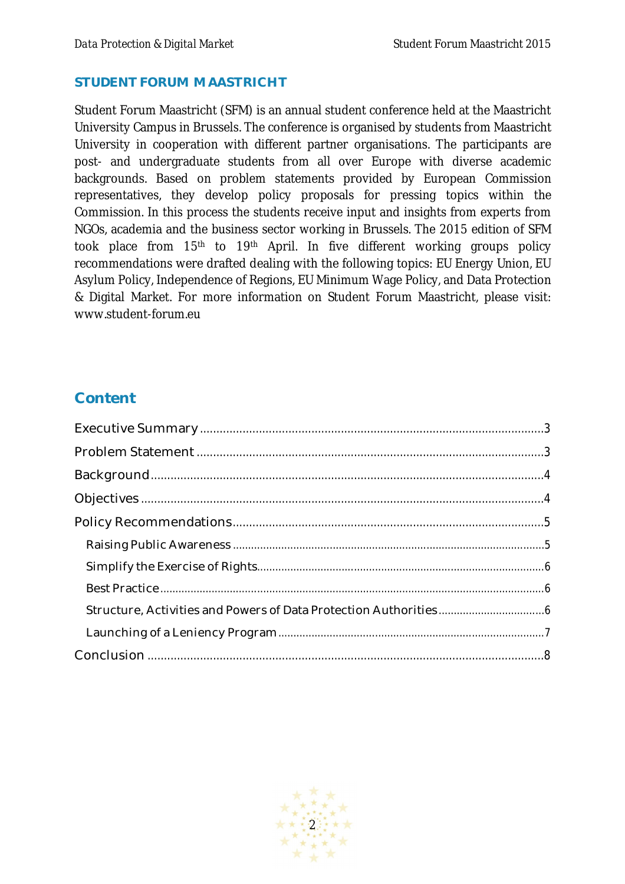## STUDENT FORUM MAASTRICHT

Student Forum Maastricht (SFM) is an annual student conference held at the Maastricht University Campus in Brussels. The conference is organised by students from Maastricht University in cooperation with different partner organisations. The participants are post- and undergraduate students from all over Europe with diverse academic backgrounds. Based on problem statements provided by European Commission representatives, they develop policy proposals for pressing topics within the Commission. In this process the students receive input and insights from experts from NGOs, academia and the business sector working in Brussels. The 2015 edition of SFM took place from 15th to 19th April. In five different working groups policy recommendations were drafted dealing with the following topics: EU Energy Union, EU Asylum Policy, Independence of Regions, EU Minimum Wage Policy, and Data Protection & Digital Market. For more information on Student Forum Maastricht, please visit: www.student-forum.eu

## Content

- Executive Summary ..... 3
- Problem Statement ..... 3
- Background ..... 4
- Objectives ..... 4
- Policy Recommendations ..... 5
  - Raising Public Awareness ..... 5
  - Simplify the Exercise of Rights ..... 6
  - Best Practice ..... 6
  - Structure, Activities and Powers of Data Protection Authorities ..... 6
  - Launching of a Leniency Program ..... 7
- Conclusion ..... 8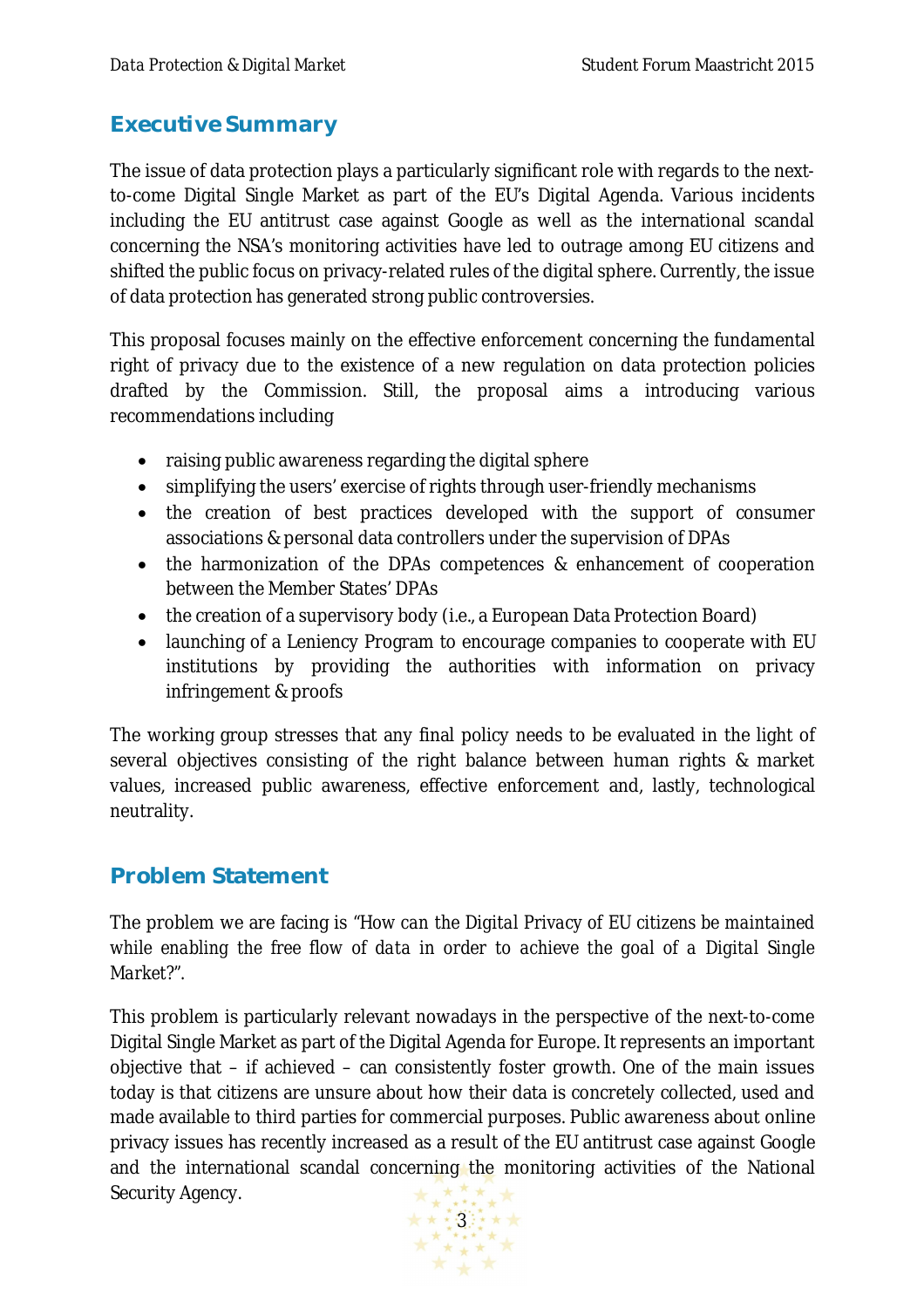## Executive Summary

The issue of data protection plays a particularly significant role with regards to the next-to-come Digital Single Market as part of the EU's Digital Agenda. Various incidents including the EU antitrust case against Google as well as the international scandal concerning the NSA's monitoring activities have led to outrage among EU citizens and shifted the public focus on privacy-related rules of the digital sphere. Currently, the issue of data protection has generated strong public controversies.

This proposal focuses mainly on the effective enforcement concerning the fundamental right of privacy due to the existence of a new regulation on data protection policies drafted by the Commission. Still, the proposal aims a introducing various recommendations including

- raising public awareness regarding the digital sphere
- simplifying the users' exercise of rights through user-friendly mechanisms
- the creation of best practices developed with the support of consumer associations & personal data controllers under the supervision of DPAs
- the harmonization of the DPAs competences & enhancement of cooperation between the Member States' DPAs
- the creation of a supervisory body (i.e., a European Data Protection Board)
- launching of a Leniency Program to encourage companies to cooperate with EU institutions by providing the authorities with information on privacy infringement & proofs

The working group stresses that any final policy needs to be evaluated in the light of several objectives consisting of the right balance between human rights & market values, increased public awareness, effective enforcement and, lastly, technological neutrality.

## Problem Statement

The problem we are facing is *"How can the Digital Privacy of EU citizens be maintained while enabling the free flow of data in order to achieve the goal of a Digital Single Market?"*.

This problem is particularly relevant nowadays in the perspective of the next-to-come Digital Single Market as part of the Digital Agenda for Europe. It represents an important objective that – if achieved – can consistently foster growth. One of the main issues today is that citizens are unsure about how their data is concretely collected, used and made available to third parties for commercial purposes. Public awareness about online privacy issues has recently increased as a result of the EU antitrust case against Google and the international scandal concerning the monitoring activities of the National Security Agency.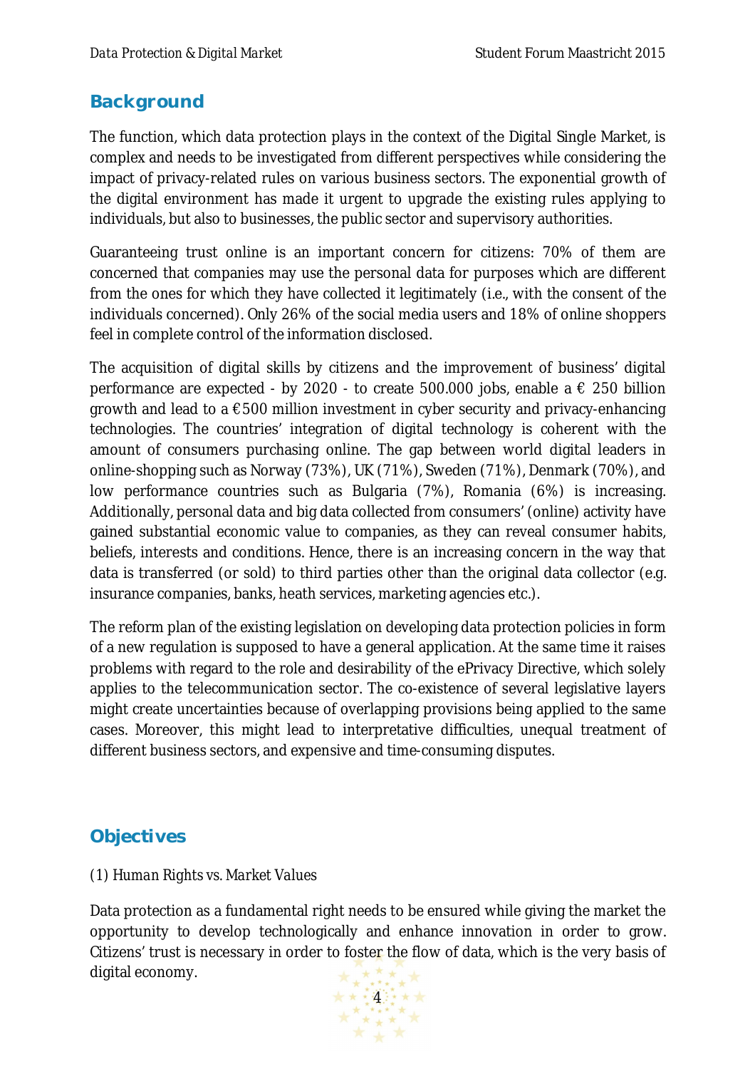## Background

The function, which data protection plays in the context of the Digital Single Market, is complex and needs to be investigated from different perspectives while considering the impact of privacy-related rules on various business sectors. The exponential growth of the digital environment has made it urgent to upgrade the existing rules applying to individuals, but also to businesses, the public sector and supervisory authorities.

Guaranteeing trust online is an important concern for citizens: 70% of them are concerned that companies may use the personal data for purposes which are different from the ones for which they have collected it legitimately (i.e., with the consent of the individuals concerned). Only 26% of the social media users and 18% of online shoppers feel in complete control of the information disclosed.

The acquisition of digital skills by citizens and the improvement of business' digital performance are expected - by 2020 - to create 500.000 jobs, enable a € 250 billion growth and lead to a €500 million investment in cyber security and privacy-enhancing technologies. The countries' integration of digital technology is coherent with the amount of consumers purchasing online. The gap between world digital leaders in online-shopping such as Norway (73%), UK (71%), Sweden (71%), Denmark (70%), and low performance countries such as Bulgaria (7%), Romania (6%) is increasing. Additionally, personal data and big data collected from consumers' (online) activity have gained substantial economic value to companies, as they can reveal consumer habits, beliefs, interests and conditions. Hence, there is an increasing concern in the way that data is transferred (or sold) to third parties other than the original data collector (e.g. insurance companies, banks, heath services, marketing agencies etc.).

The reform plan of the existing legislation on developing data protection policies in form of a new regulation is supposed to have a general application. At the same time it raises problems with regard to the role and desirability of the ePrivacy Directive, which solely applies to the telecommunication sector. The co-existence of several legislative layers might create uncertainties because of overlapping provisions being applied to the same cases. Moreover, this might lead to interpretative difficulties, unequal treatment of different business sectors, and expensive and time-consuming disputes.

## Objectives

*(1) Human Rights vs. Market Values*

Data protection as a fundamental right needs to be ensured while giving the market the opportunity to develop technologically and enhance innovation in order to grow. Citizens' trust is necessary in order to foster the flow of data, which is the very basis of digital economy.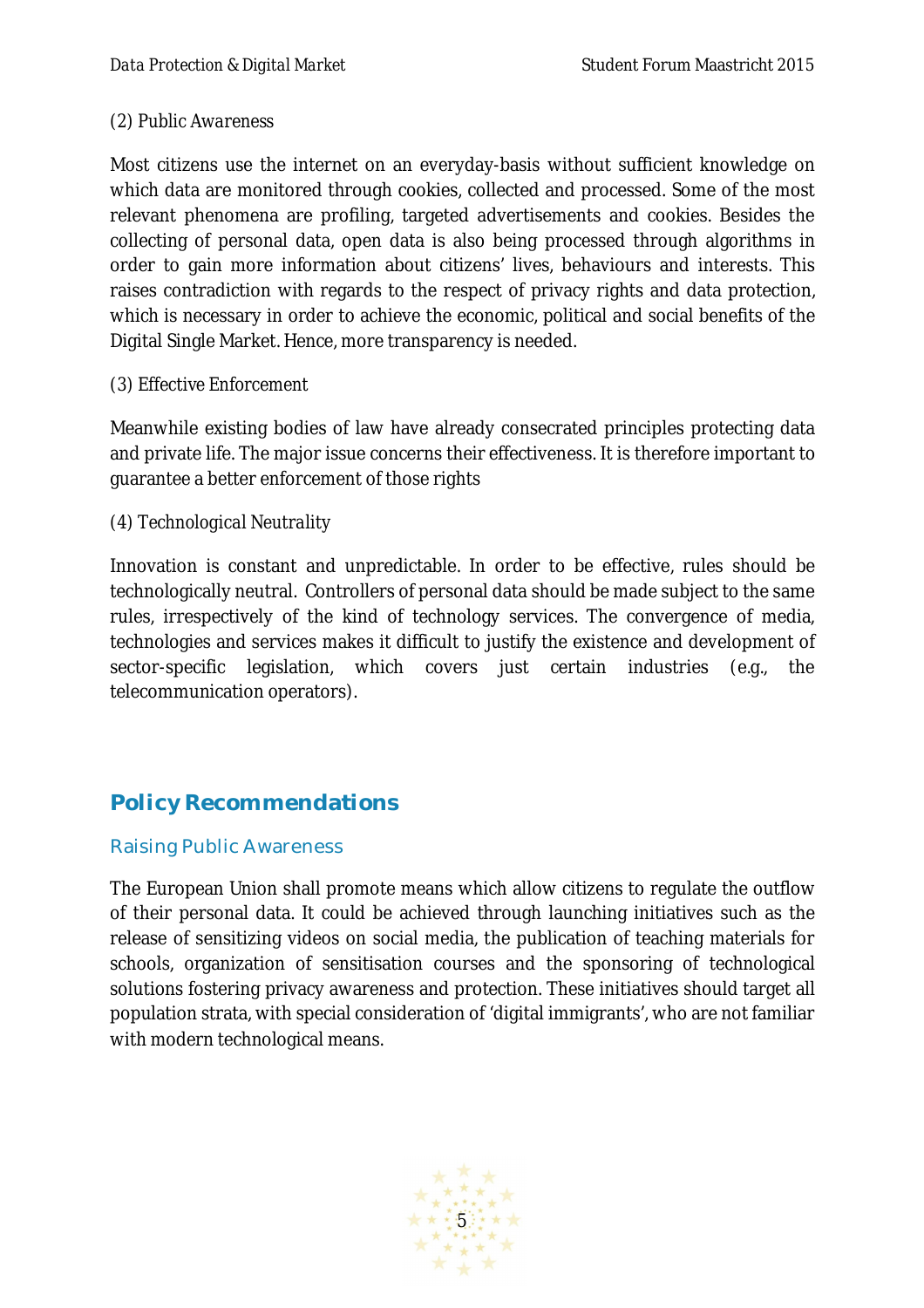*(2) Public Awareness*

Most citizens use the internet on an everyday-basis without sufficient knowledge on which data are monitored through cookies, collected and processed. Some of the most relevant phenomena are profiling, targeted advertisements and cookies. Besides the collecting of personal data, open data is also being processed through algorithms in order to gain more information about citizens' lives, behaviours and interests. This raises contradiction with regards to the respect of privacy rights and data protection, which is necessary in order to achieve the economic, political and social benefits of the Digital Single Market. Hence, more transparency is needed.

*(3) Effective Enforcement*

Meanwhile existing bodies of law have already consecrated principles protecting data and private life. The major issue concerns their effectiveness. It is therefore important to guarantee a better enforcement of those rights

*(4) Technological Neutrality*

Innovation is constant and unpredictable. In order to be effective, rules should be technologically neutral. Controllers of personal data should be made subject to the same rules, irrespectively of the kind of technology services. The convergence of media, technologies and services makes it difficult to justify the existence and development of sector-specific legislation, which covers just certain industries (e.g., the telecommunication operators).

## Policy Recommendations

### Raising Public Awareness

The European Union shall promote means which allow citizens to regulate the outflow of their personal data. It could be achieved through launching initiatives such as the release of sensitizing videos on social media, the publication of teaching materials for schools, organization of sensitisation courses and the sponsoring of technological solutions fostering privacy awareness and protection. These initiatives should target all population strata, with special consideration of 'digital immigrants', who are not familiar with modern technological means.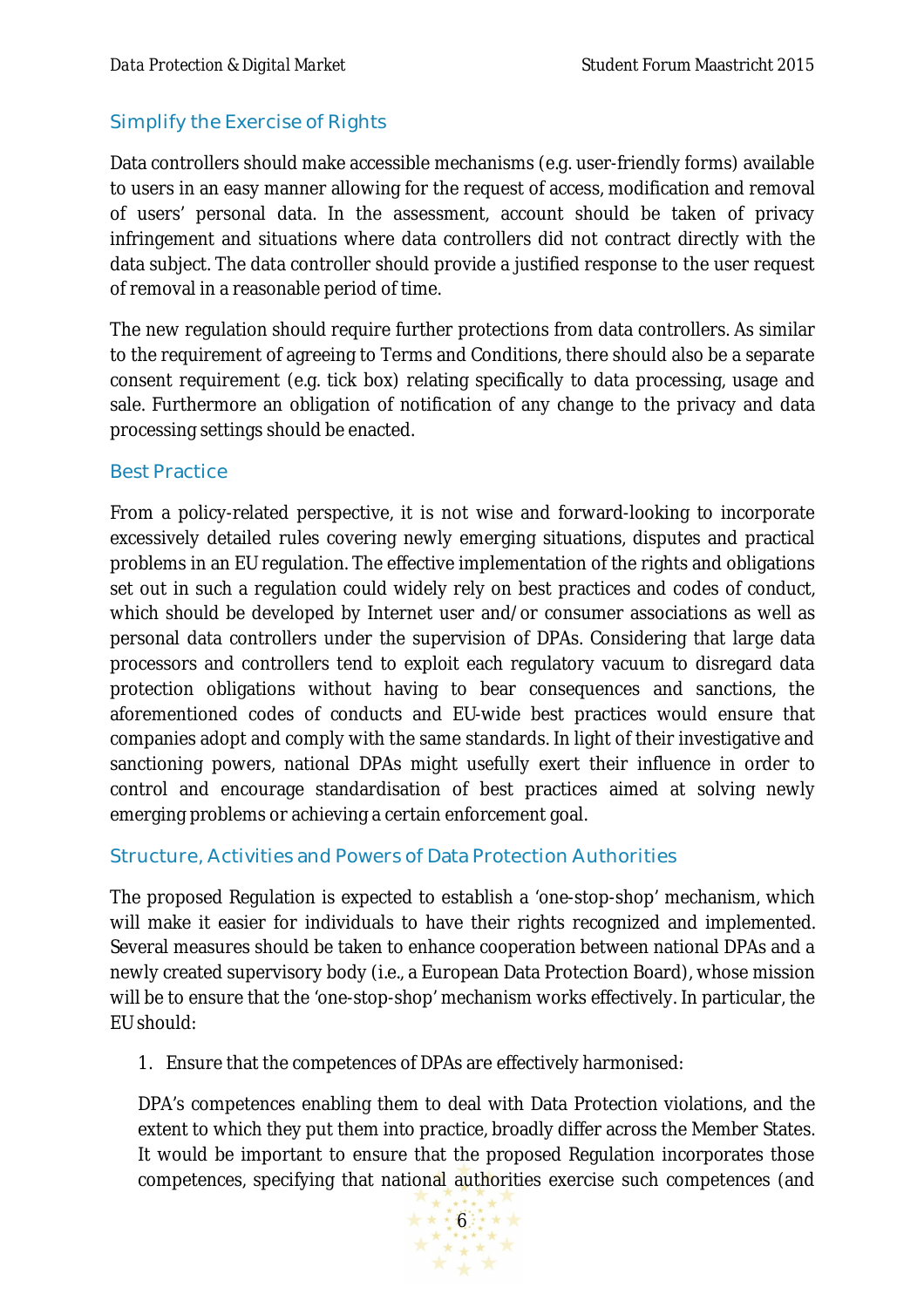## Simplify the Exercise of Rights

Data controllers should make accessible mechanisms (e.g. user-friendly forms) available to users in an easy manner allowing for the request of access, modification and removal of users' personal data. In the assessment, account should be taken of privacy infringement and situations where data controllers did not contract directly with the data subject. The data controller should provide a justified response to the user request of removal in a reasonable period of time.

The new regulation should require further protections from data controllers. As similar to the requirement of agreeing to Terms and Conditions, there should also be a separate consent requirement (e.g. tick box) relating specifically to data processing, usage and sale. Furthermore an obligation of notification of any change to the privacy and data processing settings should be enacted.

## Best Practice

From a policy-related perspective, it is not wise and forward-looking to incorporate excessively detailed rules covering newly emerging situations, disputes and practical problems in an EU regulation. The effective implementation of the rights and obligations set out in such a regulation could widely rely on best practices and codes of conduct, which should be developed by Internet user and/or consumer associations as well as personal data controllers under the supervision of DPAs. Considering that large data processors and controllers tend to exploit each regulatory vacuum to disregard data protection obligations without having to bear consequences and sanctions, the aforementioned codes of conducts and EU-wide best practices would ensure that companies adopt and comply with the same standards. In light of their investigative and sanctioning powers, national DPAs might usefully exert their influence in order to control and encourage standardisation of best practices aimed at solving newly emerging problems or achieving a certain enforcement goal.

## Structure, Activities and Powers of Data Protection Authorities

The proposed Regulation is expected to establish a 'one-stop-shop' mechanism, which will make it easier for individuals to have their rights recognized and implemented. Several measures should be taken to enhance cooperation between national DPAs and a newly created supervisory body (i.e., a European Data Protection Board), whose mission will be to ensure that the 'one-stop-shop' mechanism works effectively. In particular, the EU should:

1. Ensure that the competences of DPAs are effectively harmonised:

DPA's competences enabling them to deal with Data Protection violations, and the extent to which they put them into practice, broadly differ across the Member States. It would be important to ensure that the proposed Regulation incorporates those competences, specifying that national authorities exercise such competences (and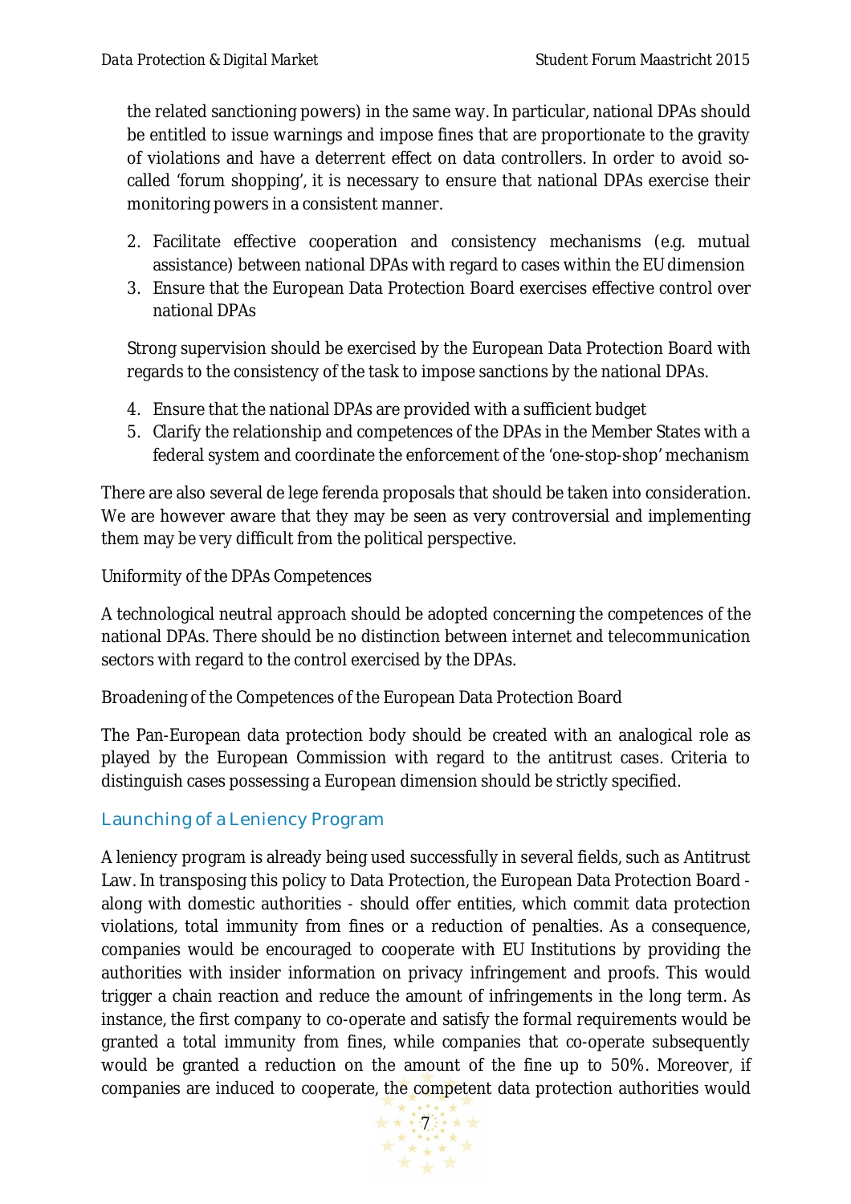the related sanctioning powers) in the same way. In particular, national DPAs should be entitled to issue warnings and impose fines that are proportionate to the gravity of violations and have a deterrent effect on data controllers. In order to avoid so-called 'forum shopping', it is necessary to ensure that national DPAs exercise their monitoring powers in a consistent manner.

2. Facilitate effective cooperation and consistency mechanisms (e.g. mutual assistance) between national DPAs with regard to cases within the EU dimension
3. Ensure that the European Data Protection Board exercises effective control over national DPAs

   Strong supervision should be exercised by the European Data Protection Board with regards to the consistency of the task to impose sanctions by the national DPAs.

4. Ensure that the national DPAs are provided with a sufficient budget
5. Clarify the relationship and competences of the DPAs in the Member States with a federal system and coordinate the enforcement of the 'one-stop-shop' mechanism

There are also several de lege ferenda proposals that should be taken into consideration. We are however aware that they may be seen as very controversial and implementing them may be very difficult from the political perspective.

Uniformity of the DPAs Competences

A technological neutral approach should be adopted concerning the competences of the national DPAs. There should be no distinction between internet and telecommunication sectors with regard to the control exercised by the DPAs.

Broadening of the Competences of the European Data Protection Board

The Pan-European data protection body should be created with an analogical role as played by the European Commission with regard to the antitrust cases. Criteria to distinguish cases possessing a European dimension should be strictly specified.

## Launching of a Leniency Program

A leniency program is already being used successfully in several fields, such as Antitrust Law. In transposing this policy to Data Protection, the European Data Protection Board - along with domestic authorities - should offer entities, which commit data protection violations, total immunity from fines or a reduction of penalties. As a consequence, companies would be encouraged to cooperate with EU Institutions by providing the authorities with insider information on privacy infringement and proofs. This would trigger a chain reaction and reduce the amount of infringements in the long term. As instance, the first company to co-operate and satisfy the formal requirements would be granted a total immunity from fines, while companies that co-operate subsequently would be granted a reduction on the amount of the fine up to 50%. Moreover, if companies are induced to cooperate, the competent data protection authorities would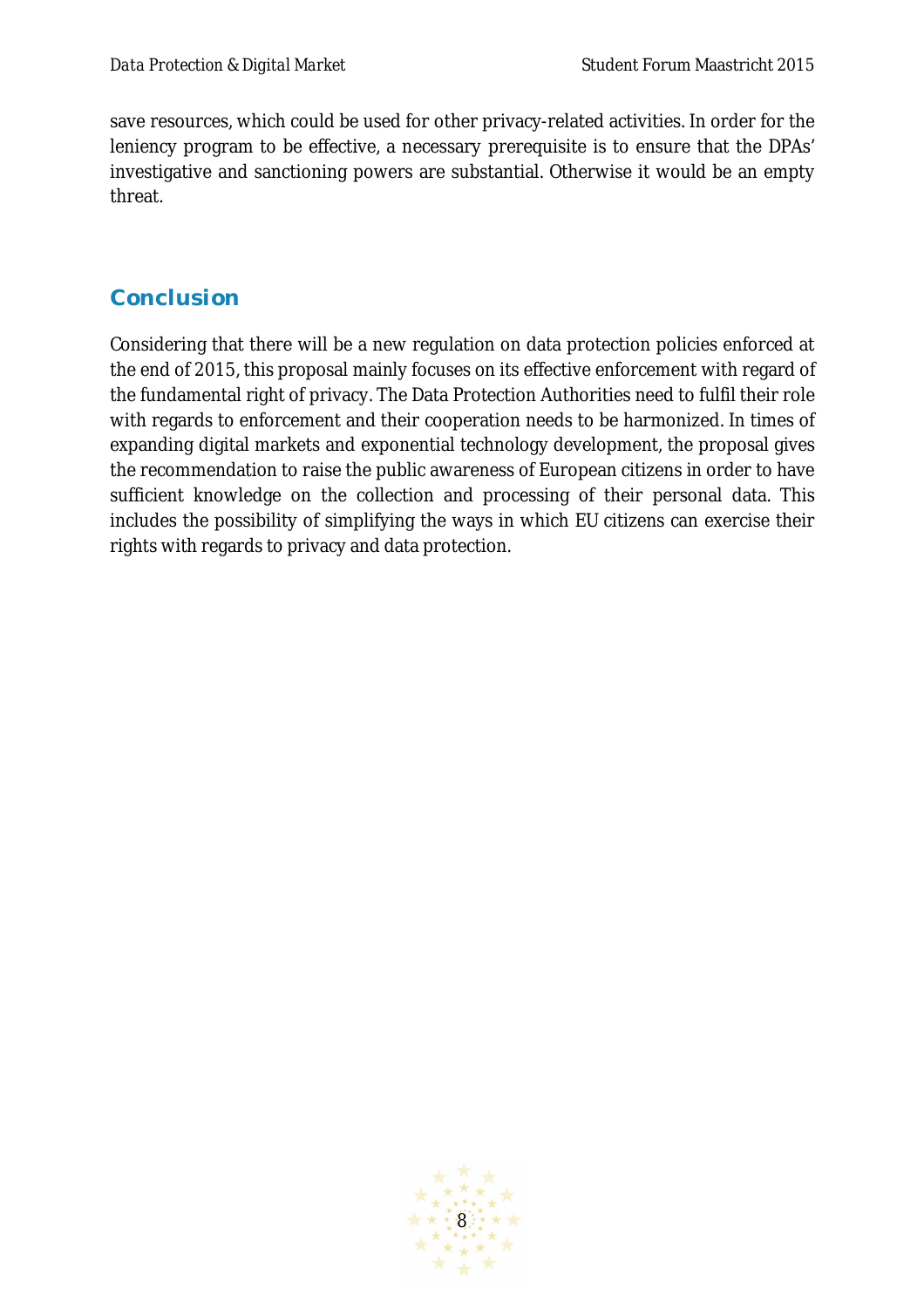save resources, which could be used for other privacy-related activities. In order for the leniency program to be effective, a necessary prerequisite is to ensure that the DPAs' investigative and sanctioning powers are substantial. Otherwise it would be an empty threat.

## Conclusion

Considering that there will be a new regulation on data protection policies enforced at the end of 2015, this proposal mainly focuses on its effective enforcement with regard of the fundamental right of privacy. The Data Protection Authorities need to fulfil their role with regards to enforcement and their cooperation needs to be harmonized. In times of expanding digital markets and exponential technology development, the proposal gives the recommendation to raise the public awareness of European citizens in order to have sufficient knowledge on the collection and processing of their personal data. This includes the possibility of simplifying the ways in which EU citizens can exercise their rights with regards to privacy and data protection.